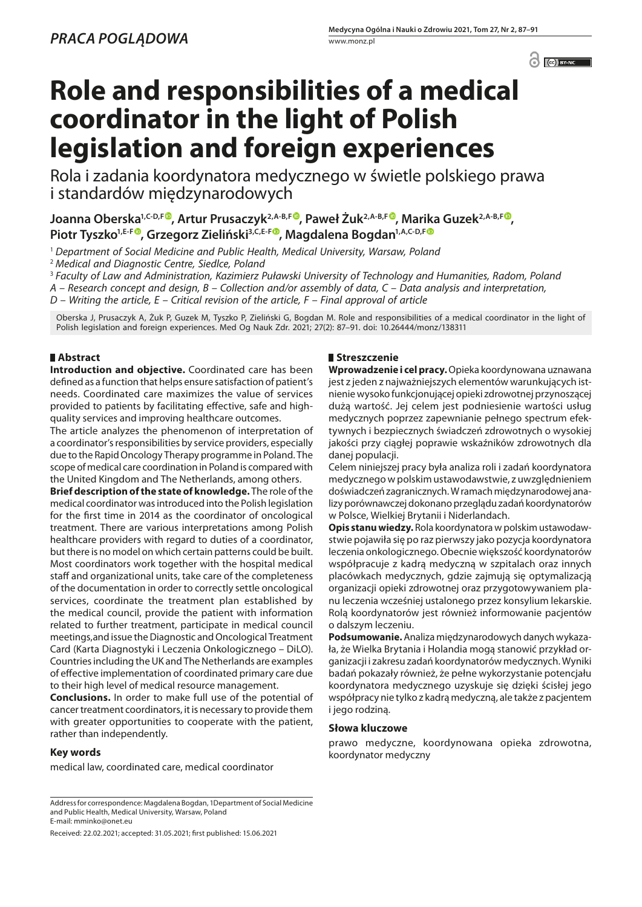PRACA POGLĄDOWA

# Role and responsibilities of a medical coordinator in the light of Polish legislation and foreign experiences

Rola i zadania koordynatora medycznego w świetle polskiego prawa i standardów międzynarodowych

**Joanna Oberska[1,C-D,F], Artur Prusaczyk[2,A-B,F], Paweł Żuk[2,A-B,F], Marika Guzek[2,A-B,F], Piotr Tyszko[1,E-F], Grzegorz Zieliński[3,C,E-F], Magdalena Bogdan[1,A,C-D,F]**

[1] *Department of Social Medicine and Public Health, Medical University, Warsaw, Poland*

[2] *Medical and Diagnostic Centre, Siedlce, Poland*

[3] *Faculty of Law and Administration, Kazimierz Puławski University of Technology and Humanities, Radom, Poland*

*A – Research concept and design, B – Collection and/or assembly of data, C – Data analysis and interpretation, D – Writing the article, E – Critical revision of the article, F – Final approval of article*

Oberska J, Prusaczyk A, Żuk P, Guzek M, Tyszko P, Zieliński G, Bogdan M. Role and responsibilities of a medical coordinator in the light of Polish legislation and foreign experiences. Med Og Nauk Zdr. 2021; 27(2): 87–91. doi: 10.26444/monz/138311

## Abstract

**Introduction and objective.** Coordinated care has been defined as a function that helps ensure satisfaction of patient's needs. Coordinated care maximizes the value of services provided to patients by facilitating effective, safe and high-quality services and improving healthcare outcomes.

The article analyzes the phenomenon of interpretation of a coordinator's responsibilities by service providers, especially due to the Rapid Oncology Therapy programme in Poland. The scope of medical care coordination in Poland is compared with the United Kingdom and The Netherlands, among others.

**Brief description of the state of knowledge.** The role of the medical coordinator was introduced into the Polish legislation for the first time in 2014 as the coordinator of oncological treatment. There are various interpretations among Polish healthcare providers with regard to duties of a coordinator, but there is no model on which certain patterns could be built. Most coordinators work together with the hospital medical staff and organizational units, take care of the completeness of the documentation in order to correctly settle oncological services, coordinate the treatment plan established by the medical council, provide the patient with information related to further treatment, participate in medical council meetings,and issue the Diagnostic and Oncological Treatment Card (Karta Diagnostyki i Leczenia Onkologicznego – DiLO). Countries including the UK and The Netherlands are examples of effective implementation of coordinated primary care due to their high level of medical resource management.

**Conclusions.** In order to make full use of the potential of cancer treatment coordinators, it is necessary to provide them with greater opportunities to cooperate with the patient, rather than independently.

### Key words

medical law, coordinated care, medical coordinator

## Streszczenie

**Wprowadzenie i cel pracy.** Opieka koordynowana uznawana jest z jeden z najważniejszych elementów warunkujących istnienie wysoko funkcjonującej opieki zdrowotnej przynoszącej dużą wartość. Jej celem jest podniesienie wartości usług medycznych poprzez zapewnianie pełnego spectrum efektywnych i bezpiecznych świadczeń zdrowotnych o wysokiej jakości przy ciągłej poprawie wskaźników zdrowotnych dla danej populacji.

Celem niniejszej pracy była analiza roli i zadań koordynatora medycznego w polskim ustawodawstwie, z uwzględnieniem doświadczeń zagranicznych. W ramach międzynarodowej analizy porównawczej dokonano przeglądu zadań koordynatorów w Polsce, Wielkiej Brytanii i Niderlandach.

**Opis stanu wiedzy.** Rola koordynatora w polskim ustawodawstwie pojawiła się po raz pierwszy jako pozycja koordynatora leczenia onkologicznego. Obecnie większość koordynatorów współpracuje z kadrą medyczną w szpitalach oraz innych placówkach medycznych, gdzie zajmują się optymalizacją organizacji opieki zdrowotnej oraz przygotowywaniem planu leczenia wcześniej ustalonego przez konsylium lekarskie. Rolą koordynatorów jest również informowanie pacjentów o dalszym leczeniu.

**Podsumowanie.** Analiza międzynarodowych danych wykazała, że Wielka Brytania i Holandia mogą stanowić przykład organizacji i zakresu zadań koordynatorów medycznych. Wyniki badań pokazały również, że pełne wykorzystanie potencjału koordynatora medycznego uzyskuje się dzięki ścisłej jego współpracy nie tylko z kadrą medyczną, ale także z pacjentem i jego rodziną.

### Słowa kluczowe

prawo medyczne, koordynowana opieka zdrowotna, koordynator medyczny

Address for correspondence: Magdalena Bogdan, 1Department of Social Medicine and Public Health, Medical University, Warsaw, Poland
E-mail: mminko@onet.eu

Received: 22.02.2021; accepted: 31.05.2021; first published: 15.06.2021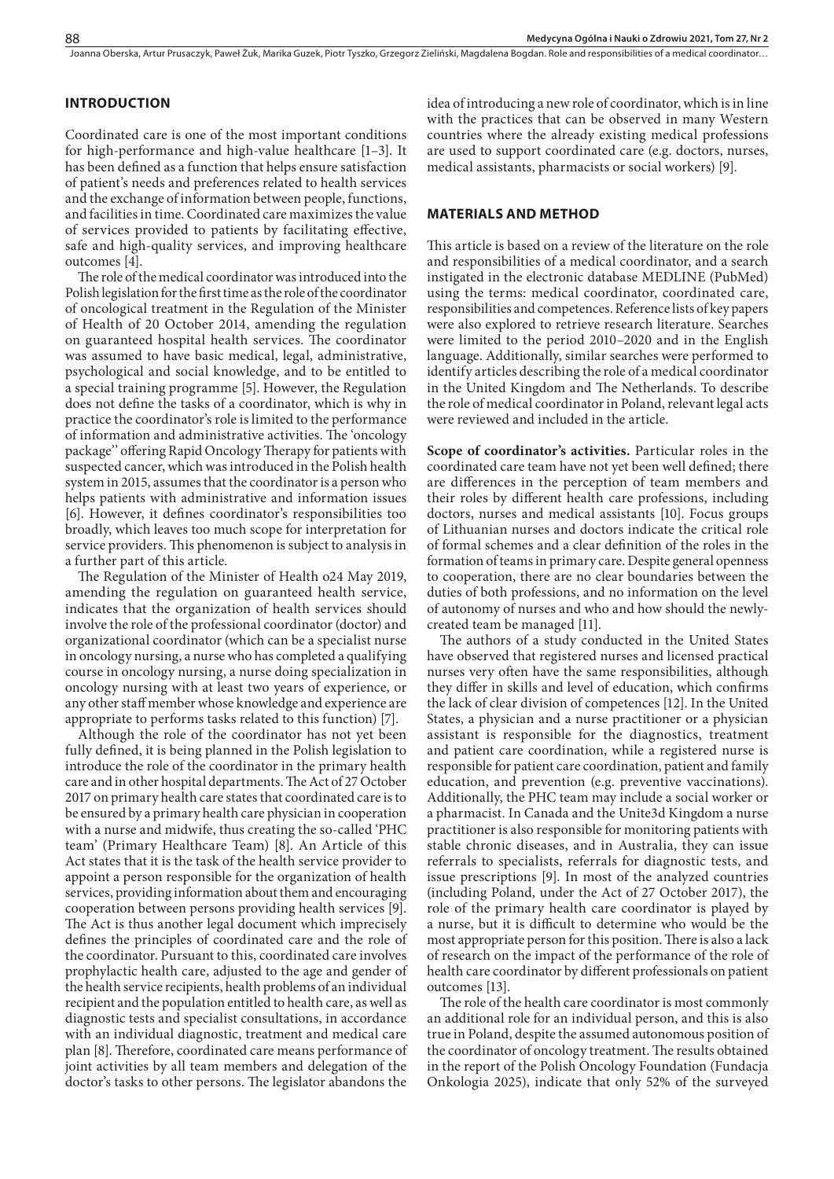## INTRODUCTION

Coordinated care is one of the most important conditions for high-performance and high-value healthcare [1–3]. It has been defined as a function that helps ensure satisfaction of patient's needs and preferences related to health services and the exchange of information between people, functions, and facilities in time. Coordinated care maximizes the value of services provided to patients by facilitating effective, safe and high-quality services, and improving healthcare outcomes [4].

The role of the medical coordinator was introduced into the Polish legislation for the first time as the role of the coordinator of oncological treatment in the Regulation of the Minister of Health of 20 October 2014, amending the regulation on guaranteed hospital health services. The coordinator was assumed to have basic medical, legal, administrative, psychological and social knowledge, and to be entitled to a special training programme [5]. However, the Regulation does not define the tasks of a coordinator, which is why in practice the coordinator's role is limited to the performance of information and administrative activities. The 'oncology package'' offering Rapid Oncology Therapy for patients with suspected cancer, which was introduced in the Polish health system in 2015, assumes that the coordinator is a person who helps patients with administrative and information issues [6]. However, it defines coordinator's responsibilities too broadly, which leaves too much scope for interpretation for service providers. This phenomenon is subject to analysis in a further part of this article.

The Regulation of the Minister of Health o24 May 2019, amending the regulation on guaranteed health service, indicates that the organization of health services should involve the role of the professional coordinator (doctor) and organizational coordinator (which can be a specialist nurse in oncology nursing, a nurse who has completed a qualifying course in oncology nursing, a nurse doing specialization in oncology nursing with at least two years of experience, or any other staff member whose knowledge and experience are appropriate to performs tasks related to this function) [7].

Although the role of the coordinator has not yet been fully defined, it is being planned in the Polish legislation to introduce the role of the coordinator in the primary health care and in other hospital departments. The Act of 27 October 2017 on primary health care states that coordinated care is to be ensured by a primary health care physician in cooperation with a nurse and midwife, thus creating the so-called 'PHC team' (Primary Healthcare Team) [8]. An Article of this Act states that it is the task of the health service provider to appoint a person responsible for the organization of health services, providing information about them and encouraging cooperation between persons providing health services [9]. The Act is thus another legal document which imprecisely defines the principles of coordinated care and the role of the coordinator. Pursuant to this, coordinated care involves prophylactic health care, adjusted to the age and gender of the health service recipients, health problems of an individual recipient and the population entitled to health care, as well as diagnostic tests and specialist consultations, in accordance with an individual diagnostic, treatment and medical care plan [8]. Therefore, coordinated care means performance of joint activities by all team members and delegation of the doctor's tasks to other persons. The legislator abandons the idea of introducing a new role of coordinator, which is in line with the practices that can be observed in many Western countries where the already existing medical professions are used to support coordinated care (e.g. doctors, nurses, medical assistants, pharmacists or social workers) [9].

## MATERIALS AND METHOD

This article is based on a review of the literature on the role and responsibilities of a medical coordinator, and a search instigated in the electronic database MEDLINE (PubMed) using the terms: medical coordinator, coordinated care, responsibilities and competences. Reference lists of key papers were also explored to retrieve research literature. Searches were limited to the period 2010–2020 and in the English language. Additionally, similar searches were performed to identify articles describing the role of a medical coordinator in the United Kingdom and The Netherlands. To describe the role of medical coordinator in Poland, relevant legal acts were reviewed and included in the article.

**Scope of coordinator's activities.** Particular roles in the coordinated care team have not yet been well defined; there are differences in the perception of team members and their roles by different health care professions, including doctors, nurses and medical assistants [10]. Focus groups of Lithuanian nurses and doctors indicate the critical role of formal schemes and a clear definition of the roles in the formation of teams in primary care. Despite general openness to cooperation, there are no clear boundaries between the duties of both professions, and no information on the level of autonomy of nurses and who and how should the newly-created team be managed [11].

The authors of a study conducted in the United States have observed that registered nurses and licensed practical nurses very often have the same responsibilities, although they differ in skills and level of education, which confirms the lack of clear division of competences [12]. In the United States, a physician and a nurse practitioner or a physician assistant is responsible for the diagnostics, treatment and patient care coordination, while a registered nurse is responsible for patient care coordination, patient and family education, and prevention (e.g. preventive vaccinations). Additionally, the PHC team may include a social worker or a pharmacist. In Canada and the Unite3d Kingdom a nurse practitioner is also responsible for monitoring patients with stable chronic diseases, and in Australia, they can issue referrals to specialists, referrals for diagnostic tests, and issue prescriptions [9]. In most of the analyzed countries (including Poland, under the Act of 27 October 2017), the role of the primary health care coordinator is played by a nurse, but it is difficult to determine who would be the most appropriate person for this position. There is also a lack of research on the impact of the performance of the role of health care coordinator by different professionals on patient outcomes [13].

The role of the health care coordinator is most commonly an additional role for an individual person, and this is also true in Poland, despite the assumed autonomous position of the coordinator of oncology treatment. The results obtained in the report of the Polish Oncology Foundation (Fundacja Onkologia 2025), indicate that only 52% of the surveyed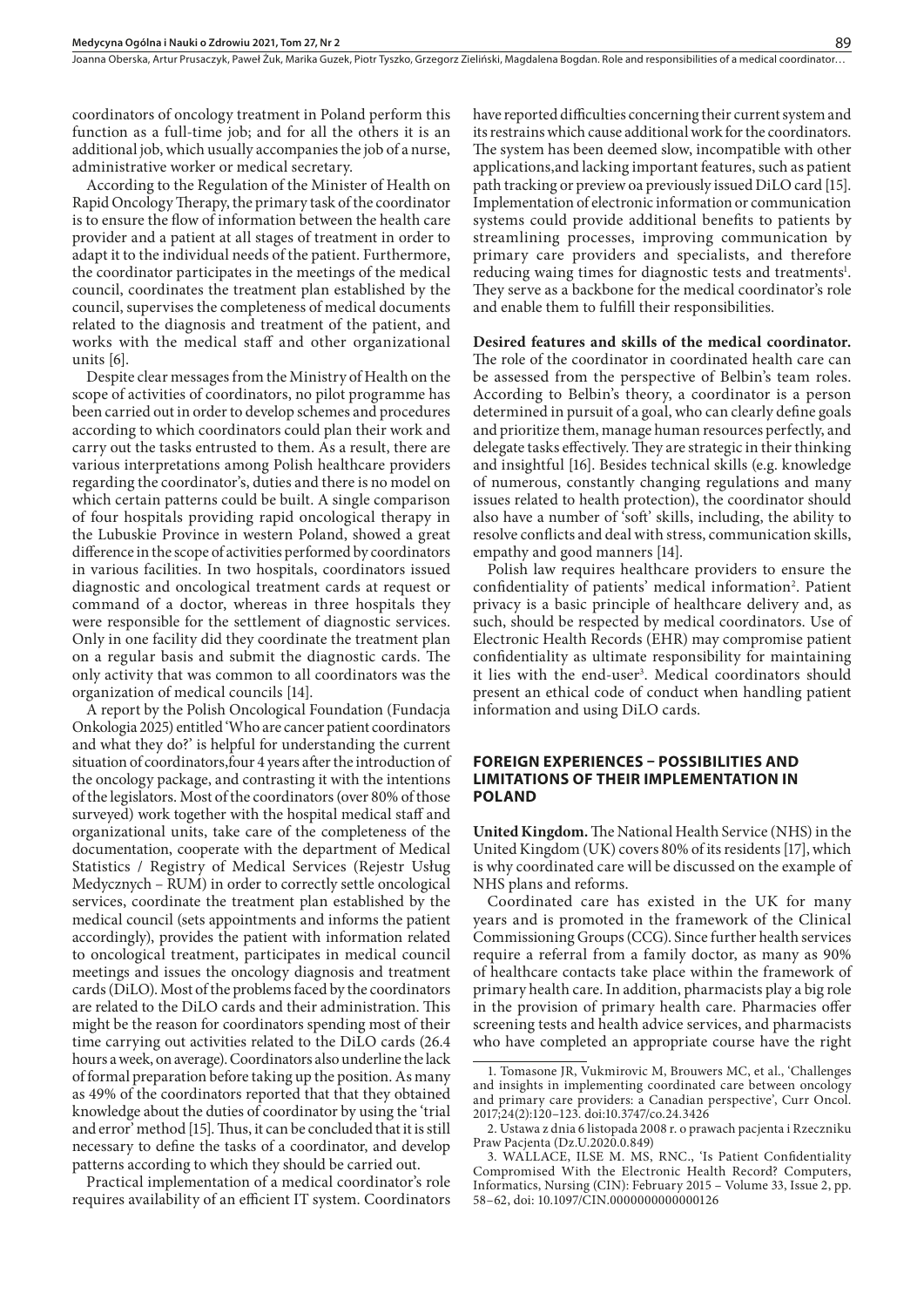coordinators of oncology treatment in Poland perform this function as a full-time job; and for all the others it is an additional job, which usually accompanies the job of a nurse, administrative worker or medical secretary.

According to the Regulation of the Minister of Health on Rapid Oncology Therapy, the primary task of the coordinator is to ensure the flow of information between the health care provider and a patient at all stages of treatment in order to adapt it to the individual needs of the patient. Furthermore, the coordinator participates in the meetings of the medical council, coordinates the treatment plan established by the council, supervises the completeness of medical documents related to the diagnosis and treatment of the patient, and works with the medical staff and other organizational units [6].

Despite clear messages from the Ministry of Health on the scope of activities of coordinators, no pilot programme has been carried out in order to develop schemes and procedures according to which coordinators could plan their work and carry out the tasks entrusted to them. As a result, there are various interpretations among Polish healthcare providers regarding the coordinator's, duties and there is no model on which certain patterns could be built. A single comparison of four hospitals providing rapid oncological therapy in the Lubuskie Province in western Poland, showed a great difference in the scope of activities performed by coordinators in various facilities. In two hospitals, coordinators issued diagnostic and oncological treatment cards at request or command of a doctor, whereas in three hospitals they were responsible for the settlement of diagnostic services. Only in one facility did they coordinate the treatment plan on a regular basis and submit the diagnostic cards. The only activity that was common to all coordinators was the organization of medical councils [14].

A report by the Polish Oncological Foundation (Fundacja Onkologia 2025) entitled 'Who are cancer patient coordinators and what they do?' is helpful for understanding the current situation of coordinators,four 4 years after the introduction of the oncology package, and contrasting it with the intentions of the legislators. Most of the coordinators (over 80% of those surveyed) work together with the hospital medical staff and organizational units, take care of the completeness of the documentation, cooperate with the department of Medical Statistics / Registry of Medical Services (Rejestr Usług Medycznych – RUM) in order to correctly settle oncological services, coordinate the treatment plan established by the medical council (sets appointments and informs the patient accordingly), provides the patient with information related to oncological treatment, participates in medical council meetings and issues the oncology diagnosis and treatment cards (DiLO). Most of the problems faced by the coordinators are related to the DiLO cards and their administration. This might be the reason for coordinators spending most of their time carrying out activities related to the DiLO cards (26.4 hours a week, on average). Coordinators also underline the lack of formal preparation before taking up the position. As many as 49% of the coordinators reported that that they obtained knowledge about the duties of coordinator by using the 'trial and error' method [15]. Thus, it can be concluded that it is still necessary to define the tasks of a coordinator, and develop patterns according to which they should be carried out.

Practical implementation of a medical coordinator's role requires availability of an efficient IT system. Coordinators have reported difficulties concerning their current system and its restrains which cause additional work for the coordinators. The system has been deemed slow, incompatible with other applications,and lacking important features, such as patient path tracking or preview oa previously issued DiLO card [15]. Implementation of electronic information or communication systems could provide additional benefits to patients by streamlining processes, improving communication by primary care providers and specialists, and therefore reducing waing times for diagnostic tests and treatments[1]. They serve as a backbone for the medical coordinator's role and enable them to fulfill their responsibilities.

**Desired features and skills of the medical coordinator.** The role of the coordinator in coordinated health care can be assessed from the perspective of Belbin's team roles. According to Belbin's theory, a coordinator is a person determined in pursuit of a goal, who can clearly define goals and prioritize them, manage human resources perfectly, and delegate tasks effectively. They are strategic in their thinking and insightful [16]. Besides technical skills (e.g. knowledge of numerous, constantly changing regulations and many issues related to health protection), the coordinator should also have a number of 'soft' skills, including, the ability to resolve conflicts and deal with stress, communication skills, empathy and good manners [14].

Polish law requires healthcare providers to ensure the confidentiality of patients' medical information[2]. Patient privacy is a basic principle of healthcare delivery and, as such, should be respected by medical coordinators. Use of Electronic Health Records (EHR) may compromise patient confidentiality as ultimate responsibility for maintaining it lies with the end-user[3]. Medical coordinators should present an ethical code of conduct when handling patient information and using DiLO cards.

## FOREIGN EXPERIENCES – POSSIBILITIES AND LIMITATIONS OF THEIR IMPLEMENTATION IN POLAND

**United Kingdom.** The National Health Service (NHS) in the United Kingdom (UK) covers 80% of its residents [17], which is why coordinated care will be discussed on the example of NHS plans and reforms.

Coordinated care has existed in the UK for many years and is promoted in the framework of the Clinical Commissioning Groups (CCG). Since further health services require a referral from a family doctor, as many as 90% of healthcare contacts take place within the framework of primary health care. In addition, pharmacists play a big role in the provision of primary health care. Pharmacies offer screening tests and health advice services, and pharmacists who have completed an appropriate course have the right

1. Tomasone JR, Vukmirovic M, Brouwers MC, et al., 'Challenges and insights in implementing coordinated care between oncology and primary care providers: a Canadian perspective', Curr Oncol. 2017;24(2):120–123. doi:10.3747/co.24.3426

2. Ustawa z dnia 6 listopada 2008 r. o prawach pacjenta i Rzeczniku Praw Pacjenta (Dz.U.2020.0.849)

3. WALLACE, ILSE M. MS, RNC., 'Is Patient Confidentiality Compromised With the Electronic Health Record? Computers, Informatics, Nursing (CIN): February 2015 – Volume 33, Issue 2, pp. 58–62, doi: 10.1097/CIN.0000000000000126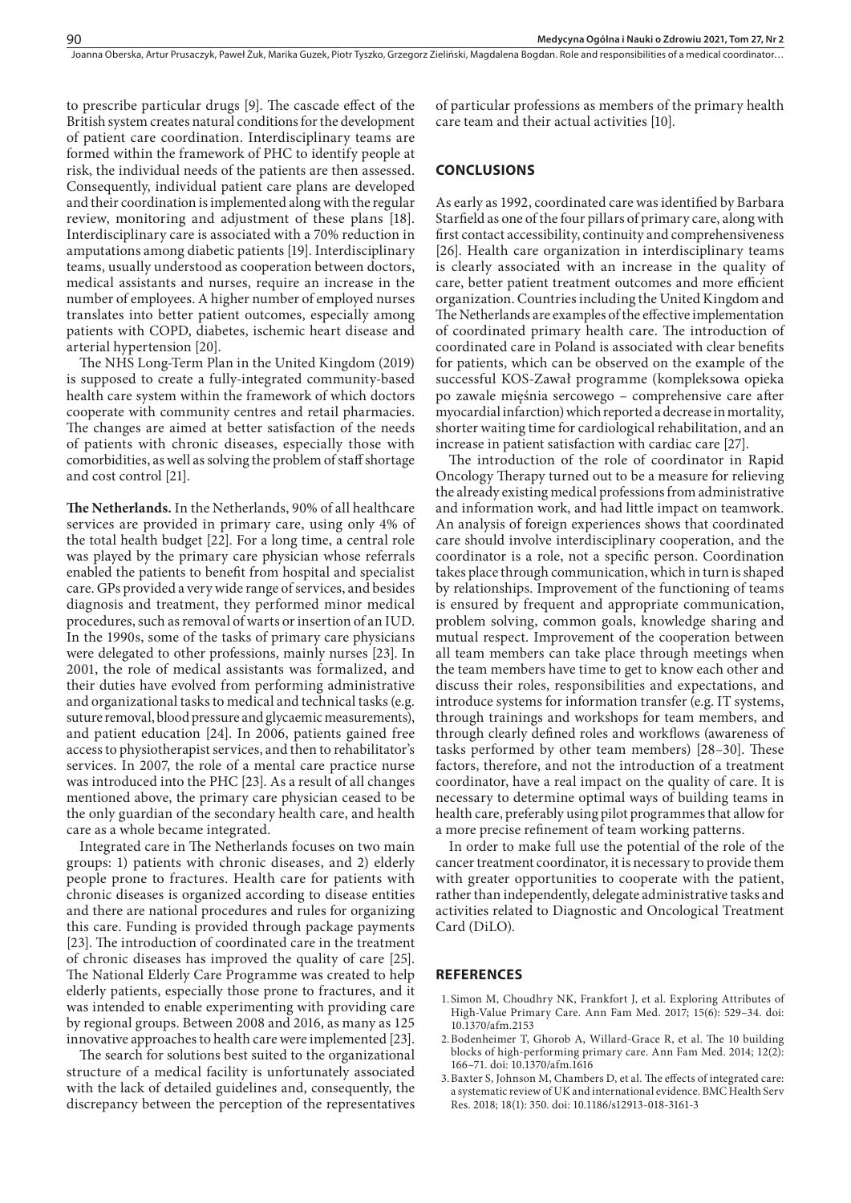to prescribe particular drugs [9]. The cascade effect of the British system creates natural conditions for the development of patient care coordination. Interdisciplinary teams are formed within the framework of PHC to identify people at risk, the individual needs of the patients are then assessed. Consequently, individual patient care plans are developed and their coordination is implemented along with the regular review, monitoring and adjustment of these plans [18]. Interdisciplinary care is associated with a 70% reduction in amputations among diabetic patients [19]. Interdisciplinary teams, usually understood as cooperation between doctors, medical assistants and nurses, require an increase in the number of employees. A higher number of employed nurses translates into better patient outcomes, especially among patients with COPD, diabetes, ischemic heart disease and arterial hypertension [20].

The NHS Long-Term Plan in the United Kingdom (2019) is supposed to create a fully-integrated community-based health care system within the framework of which doctors cooperate with community centres and retail pharmacies. The changes are aimed at better satisfaction of the needs of patients with chronic diseases, especially those with comorbidities, as well as solving the problem of staff shortage and cost control [21].

**The Netherlands.** In the Netherlands, 90% of all healthcare services are provided in primary care, using only 4% of the total health budget [22]. For a long time, a central role was played by the primary care physician whose referrals enabled the patients to benefit from hospital and specialist care. GPs provided a very wide range of services, and besides diagnosis and treatment, they performed minor medical procedures, such as removal of warts or insertion of an IUD. In the 1990s, some of the tasks of primary care physicians were delegated to other professions, mainly nurses [23]. In 2001, the role of medical assistants was formalized, and their duties have evolved from performing administrative and organizational tasks to medical and technical tasks (e.g. suture removal, blood pressure and glycaemic measurements), and patient education [24]. In 2006, patients gained free access to physiotherapist services, and then to rehabilitator's services. In 2007, the role of a mental care practice nurse was introduced into the PHC [23]. As a result of all changes mentioned above, the primary care physician ceased to be the only guardian of the secondary health care, and health care as a whole became integrated.

Integrated care in The Netherlands focuses on two main groups: 1) patients with chronic diseases, and 2) elderly people prone to fractures. Health care for patients with chronic diseases is organized according to disease entities and there are national procedures and rules for organizing this care. Funding is provided through package payments [23]. The introduction of coordinated care in the treatment of chronic diseases has improved the quality of care [25]. The National Elderly Care Programme was created to help elderly patients, especially those prone to fractures, and it was intended to enable experimenting with providing care by regional groups. Between 2008 and 2016, as many as 125 innovative approaches to health care were implemented [23].

The search for solutions best suited to the organizational structure of a medical facility is unfortunately associated with the lack of detailed guidelines and, consequently, the discrepancy between the perception of the representatives of particular professions as members of the primary health care team and their actual activities [10].

## CONCLUSIONS

As early as 1992, coordinated care was identified by Barbara Starfield as one of the four pillars of primary care, along with first contact accessibility, continuity and comprehensiveness [26]. Health care organization in interdisciplinary teams is clearly associated with an increase in the quality of care, better patient treatment outcomes and more efficient organization. Countries including the United Kingdom and The Netherlands are examples of the effective implementation of coordinated primary health care. The introduction of coordinated care in Poland is associated with clear benefits for patients, which can be observed on the example of the successful KOS-Zawał programme (kompleksowa opieka po zawale mięśnia sercowego – comprehensive care after myocardial infarction) which reported a decrease in mortality, shorter waiting time for cardiological rehabilitation, and an increase in patient satisfaction with cardiac care [27].

The introduction of the role of coordinator in Rapid Oncology Therapy turned out to be a measure for relieving the already existing medical professions from administrative and information work, and had little impact on teamwork. An analysis of foreign experiences shows that coordinated care should involve interdisciplinary cooperation, and the coordinator is a role, not a specific person. Coordination takes place through communication, which in turn is shaped by relationships. Improvement of the functioning of teams is ensured by frequent and appropriate communication, problem solving, common goals, knowledge sharing and mutual respect. Improvement of the cooperation between all team members can take place through meetings when the team members have time to get to know each other and discuss their roles, responsibilities and expectations, and introduce systems for information transfer (e.g. IT systems, through trainings and workshops for team members, and through clearly defined roles and workflows (awareness of tasks performed by other team members) [28–30]. These factors, therefore, and not the introduction of a treatment coordinator, have a real impact on the quality of care. It is necessary to determine optimal ways of building teams in health care, preferably using pilot programmes that allow for a more precise refinement of team working patterns.

In order to make full use the potential of the role of the cancer treatment coordinator, it is necessary to provide them with greater opportunities to cooperate with the patient, rather than independently, delegate administrative tasks and activities related to Diagnostic and Oncological Treatment Card (DiLO).

## REFERENCES

1. Simon M, Choudhry NK, Frankfort J, et al. Exploring Attributes of High-Value Primary Care. Ann Fam Med. 2017; 15(6): 529–34. doi: 10.1370/afm.2153
2. Bodenheimer T, Ghorob A, Willard-Grace R, et al. The 10 building blocks of high-performing primary care. Ann Fam Med. 2014; 12(2): 166–71. doi: 10.1370/afm.1616
3. Baxter S, Johnson M, Chambers D, et al. The effects of integrated care: a systematic review of UK and international evidence. BMC Health Serv Res. 2018; 18(1): 350. doi: 10.1186/s12913-018-3161-3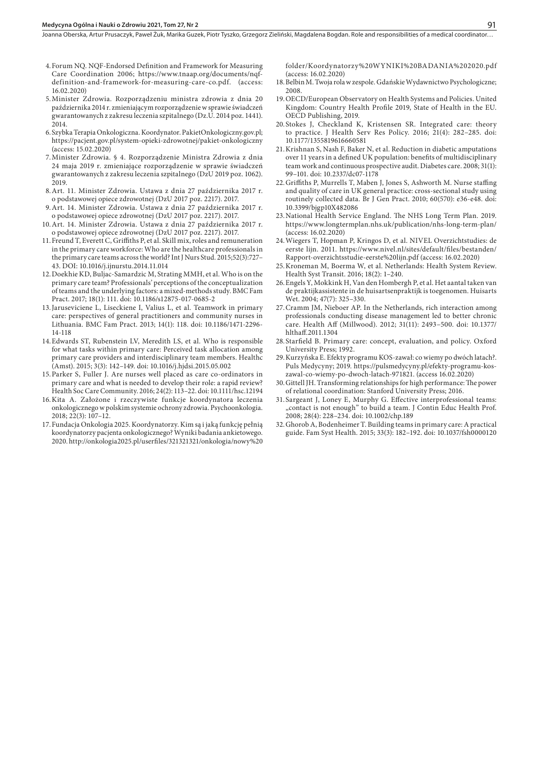4. Forum NQ. NQF-Endorsed Definition and Framework for Measuring Care Coordination 2006; https://www.tnaap.org/documents/nqf-definition-and-framework-for-measuring-care-co.pdf. (access: 16.02.2020)
5. Minister Zdrowia. Rozporządzeniu ministra zdrowia z dnia 20 października 2014 r. zmieniającym rozporządzenie w sprawie świadczeń gwarantowanych z zakresu leczenia szpitalnego (Dz.U. 2014 poz. 1441). 2014.
6. Szybka Terapia Onkologiczna. Koordynator. PakietOnkologiczny.gov.pl; https://pacjent.gov.pl/system-opieki-zdrowotnej/pakiet-onkologiczny (access: 15.02.2020)
7. Minister Zdrowia. § 4. Rozporządzenie Ministra Zdrowia z dnia 24 maja 2019 r. zmieniające rozporządzenie w sprawie świadczeń gwarantowanych z zakresu leczenia szpitalnego (DzU 2019 poz. 1062). 2019.
8. Art. 11. Minister Zdrowia. Ustawa z dnia 27 października 2017 r. o podstawowej opiece zdrowotnej (DzU 2017 poz. 2217). 2017.
9. Art. 14. Minister Zdrowia. Ustawa z dnia 27 października 2017 r. o podstawowej opiece zdrowotnej (DzU 2017 poz. 2217). 2017.
10. Art. 14. Minister Zdrowia. Ustawa z dnia 27 października 2017 r. o podstawowej opiece zdrowotnej (DzU 2017 poz. 2217). 2017.
11. Freund T, Everett C, Griffiths P, et al. Skill mix, roles and remuneration in the primary care workforce: Who are the healthcare professionals in the primary care teams across the world? Int J Nurs Stud. 2015;52(3):727–43. DOI: 10.1016/j.ijnurstu.2014.11.014
12. Doekhie KD, Buljac-Samardzic M, Strating MMH, et al. Who is on the primary care team? Professionals' perceptions of the conceptualization of teams and the underlying factors: a mixed-methods study. BMC Fam Pract. 2017; 18(1): 111. doi: 10.1186/s12875-017-0685-2
13. Jaruseviciene L, Liseckiene I, Valius L, et al. Teamwork in primary care: perspectives of general practitioners and community nurses in Lithuania. BMC Fam Pract. 2013; 14(1): 118. doi: 10.1186/1471-2296-14-118
14. Edwards ST, Rubenstein LV, Meredith LS, et al. Who is responsible for what tasks within primary care: Perceived task allocation among primary care providers and interdisciplinary team members. Healthc (Amst). 2015; 3(3): 142–149. doi: 10.1016/j.hjdsi.2015.05.002
15. Parker S, Fuller J. Are nurses well placed as care co-ordinators in primary care and what is needed to develop their role: a rapid review? Health Soc Care Community. 2016; 24(2): 113–22. doi: 10.1111/hsc.12194
16. Kita A. Założone i rzeczywiste funkcje koordynatora leczenia onkologicznego w polskim systemie ochrony zdrowia. Psychoonkologia. 2018; 22(3): 107–12.
17. Fundacja Onkologia 2025. Koordynatorzy. Kim są i jaką funkcję pełnią koordynatorzy pacjenta onkologicznego? Wyniki badania ankietowego. 2020. http://onkologia2025.pl/userfiles/321321321/onkologia/nowy%20folder/Koordynatorzy%20WYNIKI%20BADANIA%202020.pdf (access: 16.02.2020)
18. Belbin M. Twoja rola w zespole. Gdańskie Wydawnictwo Psychologiczne; 2008.
19. OECD/European Observatory on Health Systems and Policies. United Kingdom: Country Health Profile 2019, State of Health in the EU. OECD Publishing, 2019.
20. Stokes J, Checkland K, Kristensen SR. Integrated care: theory to practice. J Health Serv Res Policy. 2016; 21(4): 282–285. doi: 10.1177/1355819616660581
21. Krishnan S, Nash F, Baker N, et al. Reduction in diabetic amputations over 11 years in a defined UK population: benefits of multidisciplinary team work and continuous prospective audit. Diabetes care. 2008; 31(1): 99–101. doi: 10.2337/dc07-1178
22. Griffiths P, Murrells T, Maben J, Jones S, Ashworth M. Nurse staffing and quality of care in UK general practice: cross-sectional study using routinely collected data. Br J Gen Pract. 2010; 60(570): e36-e48. doi: 10.3399/bjgp10X482086
23. National Health Service England. The NHS Long Term Plan. 2019. https://www.longtermplan.nhs.uk/publication/nhs-long-term-plan/ (access: 16.02.2020)
24. Wiegers T, Hopman P, Kringos D, et al. NIVEL Overzichtstudies: de eerste lijn. 2011. https://www.nivel.nl/sites/default/files/bestanden/Rapport-overzichtsstudie-eerste%20lijn.pdf (access: 16.02.2020)
25. Kroneman M, Boerma W, et al. Netherlands: Health System Review. Health Syst Transit. 2016; 18(2): 1–240.
26. Engels Y, Mokkink H, Van den Hombergh P, et al. Het aantal taken van de praktijkassistente in de huisartsenpraktijk is toegenomen. Huisarts Wet. 2004; 47(7): 325–330.
27. Cramm JM, Nieboer AP. In the Netherlands, rich interaction among professionals conducting disease management led to better chronic care. Health Aff (Millwood). 2012; 31(11): 2493–500. doi: 10.1377/hlthaff.2011.1304
28. Starfield B. Primary care: concept, evaluation, and policy. Oxford University Press; 1992.
29. Kurzyńska E. Efekty programu KOS-zawał: co wiemy po dwóch latach?. Puls Medycyny; 2019. https://pulsmedycyny.pl/efekty-programu-kos-zawal-co-wiemy-po-dwoch-latach-971821. (access 16.02.2020)
30. Gittell JH. Transforming relationships for high performance: The power of relational coordination: Stanford University Press; 2016.
31. Sargeant J, Loney E, Murphy G. Effective interprofessional teams: „contact is not enough" to build a team. J Contin Educ Health Prof. 2008; 28(4): 228–234. doi: 10.1002/chp.189
32. Ghorob A, Bodenheimer T. Building teams in primary care: A practical guide. Fam Syst Health. 2015; 33(3): 182–192. doi: 10.1037/fsh0000120